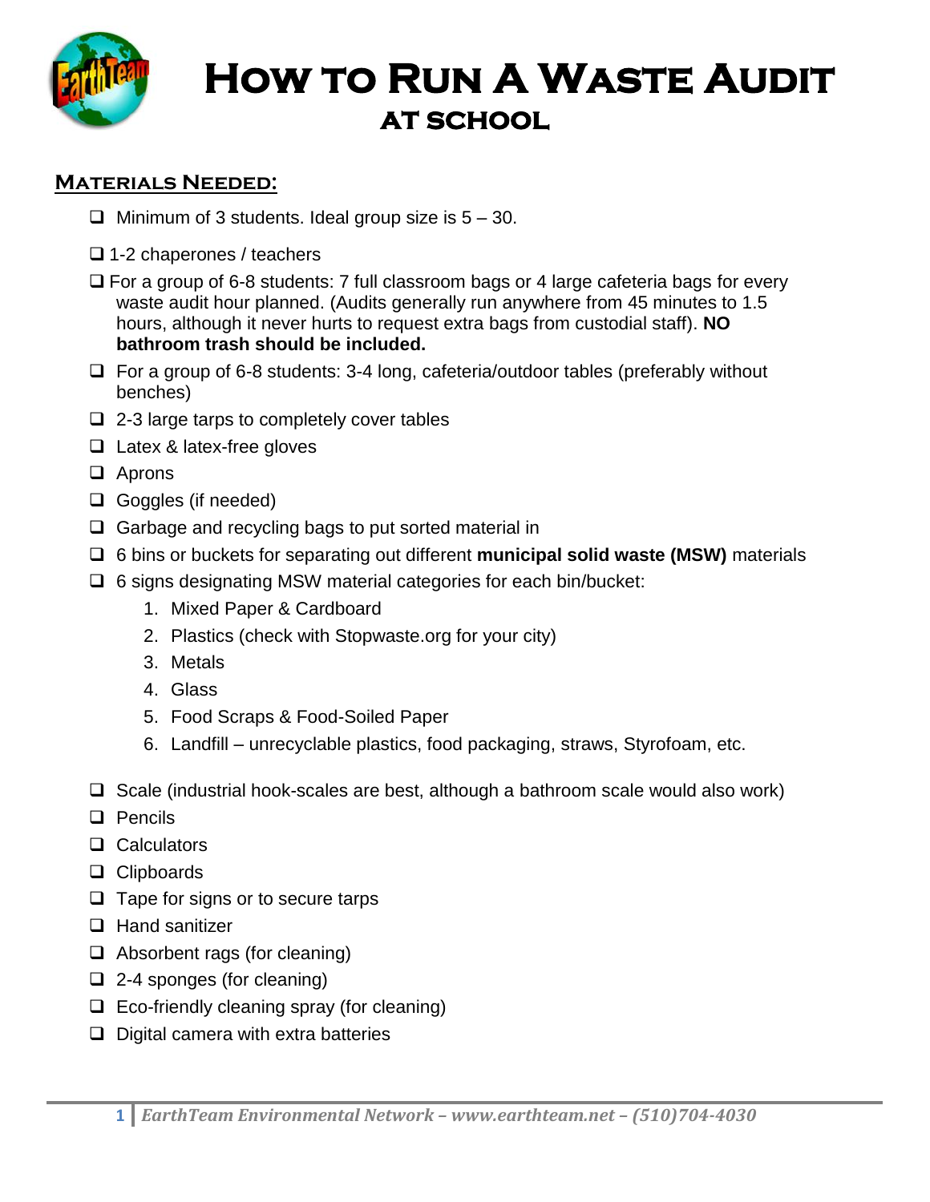# How to Run A Waste Audit
## at School

### Materials Needed:

- ❑ Minimum of 3 students. Ideal group size is 5 – 30.
- ❑ 1-2 chaperones / teachers
- ❑ For a group of 6-8 students: 7 full classroom bags or 4 large cafeteria bags for every waste audit hour planned. (Audits generally run anywhere from 45 minutes to 1.5 hours, although it never hurts to request extra bags from custodial staff). **NO bathroom trash should be included.**
- ❑ For a group of 6-8 students: 3-4 long, cafeteria/outdoor tables (preferably without benches)
- ❑ 2-3 large tarps to completely cover tables
- ❑ Latex & latex-free gloves
- ❑ Aprons
- ❑ Goggles (if needed)
- ❑ Garbage and recycling bags to put sorted material in
- ❑ 6 bins or buckets for separating out different **municipal solid waste (MSW)** materials
- ❑ 6 signs designating MSW material categories for each bin/bucket:
  1. Mixed Paper & Cardboard
  2. Plastics (check with Stopwaste.org for your city)
  3. Metals
  4. Glass
  5. Food Scraps & Food-Soiled Paper
  6. Landfill – unrecyclable plastics, food packaging, straws, Styrofoam, etc.
- ❑ Scale (industrial hook-scales are best, although a bathroom scale would also work)
- ❑ Pencils
- ❑ Calculators
- ❑ Clipboards
- ❑ Tape for signs or to secure tarps
- ❑ Hand sanitizer
- ❑ Absorbent rags (for cleaning)
- ❑ 2-4 sponges (for cleaning)
- ❑ Eco-friendly cleaning spray (for cleaning)
- ❑ Digital camera with extra batteries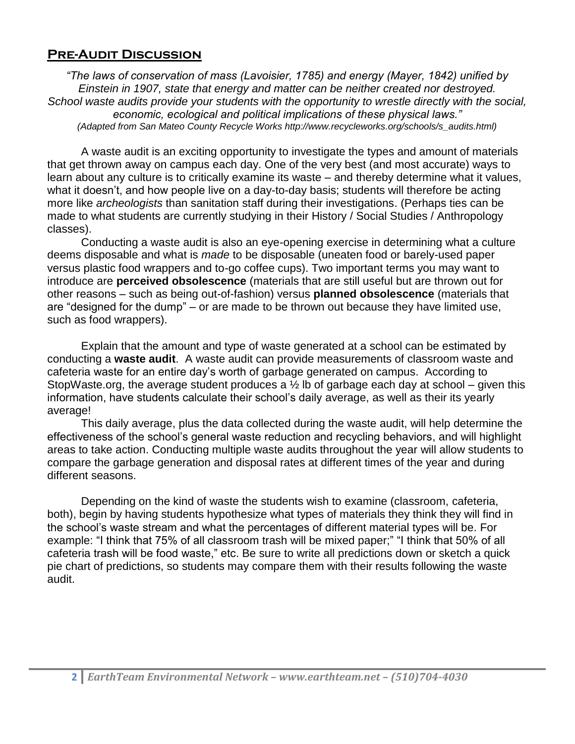## Pre-Audit Discussion

*"The laws of conservation of mass (Lavoisier, 1785) and energy (Mayer, 1842) unified by Einstein in 1907, state that energy and matter can be neither created nor destroyed. School waste audits provide your students with the opportunity to wrestle directly with the social, economic, ecological and political implications of these physical laws."*
*(Adapted from San Mateo County Recycle Works http://www.recycleworks.org/schools/s_audits.html)*

A waste audit is an exciting opportunity to investigate the types and amount of materials that get thrown away on campus each day. One of the very best (and most accurate) ways to learn about any culture is to critically examine its waste – and thereby determine what it values, what it doesn't, and how people live on a day-to-day basis; students will therefore be acting more like *archeologists* than sanitation staff during their investigations. (Perhaps ties can be made to what students are currently studying in their History / Social Studies / Anthropology classes).

Conducting a waste audit is also an eye-opening exercise in determining what a culture deems disposable and what is *made* to be disposable (uneaten food or barely-used paper versus plastic food wrappers and to-go coffee cups). Two important terms you may want to introduce are **perceived obsolescence** (materials that are still useful but are thrown out for other reasons – such as being out-of-fashion) versus **planned obsolescence** (materials that are "designed for the dump" – or are made to be thrown out because they have limited use, such as food wrappers).

Explain that the amount and type of waste generated at a school can be estimated by conducting a **waste audit**. A waste audit can provide measurements of classroom waste and cafeteria waste for an entire day's worth of garbage generated on campus. According to StopWaste.org, the average student produces a ½ lb of garbage each day at school – given this information, have students calculate their school's daily average, as well as their its yearly average!

This daily average, plus the data collected during the waste audit, will help determine the effectiveness of the school's general waste reduction and recycling behaviors, and will highlight areas to take action. Conducting multiple waste audits throughout the year will allow students to compare the garbage generation and disposal rates at different times of the year and during different seasons.

Depending on the kind of waste the students wish to examine (classroom, cafeteria, both), begin by having students hypothesize what types of materials they think they will find in the school's waste stream and what the percentages of different material types will be. For example: "I think that 75% of all classroom trash will be mixed paper;" "I think that 50% of all cafeteria trash will be food waste," etc. Be sure to write all predictions down or sketch a quick pie chart of predictions, so students may compare them with their results following the waste audit.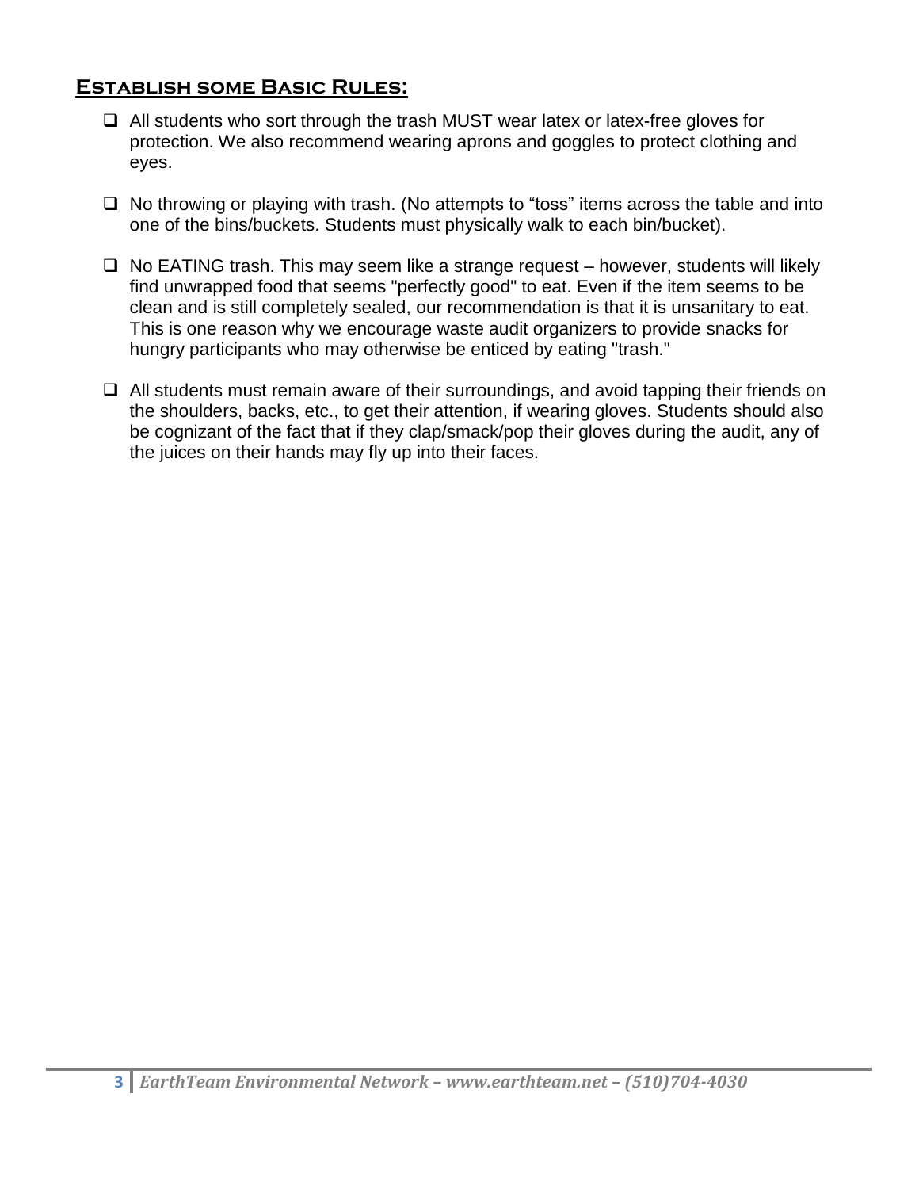## Establish some Basic Rules:

- ❑ All students who sort through the trash MUST wear latex or latex-free gloves for protection. We also recommend wearing aprons and goggles to protect clothing and eyes.
- ❑ No throwing or playing with trash. (No attempts to “toss” items across the table and into one of the bins/buckets. Students must physically walk to each bin/bucket).
- ❑ No EATING trash. This may seem like a strange request – however, students will likely find unwrapped food that seems "perfectly good" to eat. Even if the item seems to be clean and is still completely sealed, our recommendation is that it is unsanitary to eat. This is one reason why we encourage waste audit organizers to provide snacks for hungry participants who may otherwise be enticed by eating "trash."
- ❑ All students must remain aware of their surroundings, and avoid tapping their friends on the shoulders, backs, etc., to get their attention, if wearing gloves. Students should also be cognizant of the fact that if they clap/smack/pop their gloves during the audit, any of the juices on their hands may fly up into their faces.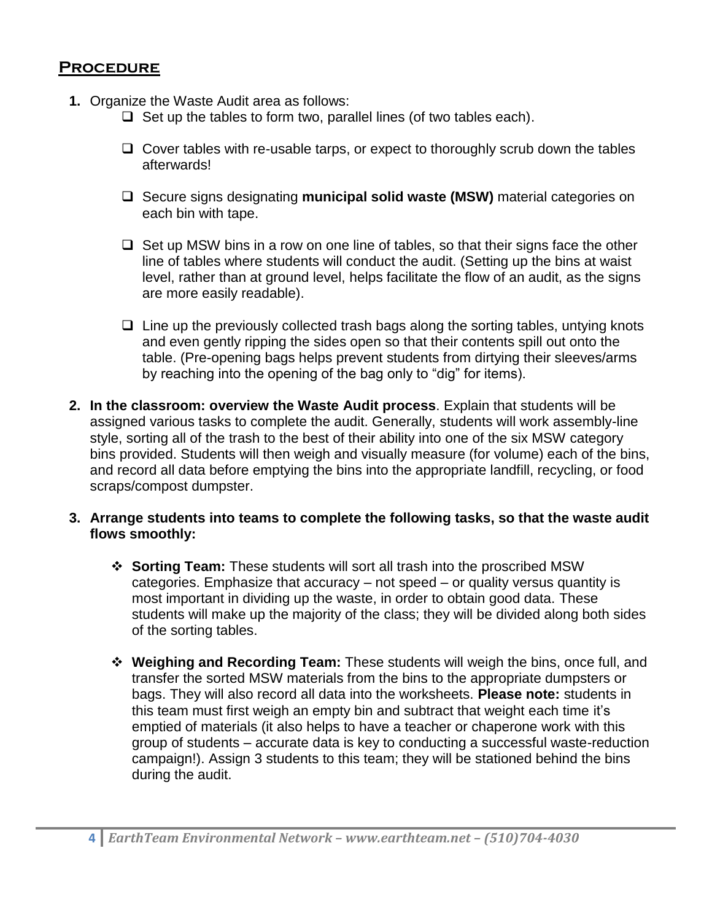## Procedure

1. Organize the Waste Audit area as follows:
   - ☐ Set up the tables to form two, parallel lines (of two tables each).
   - ☐ Cover tables with re-usable tarps, or expect to thoroughly scrub down the tables afterwards!
   - ☐ Secure signs designating **municipal solid waste (MSW)** material categories on each bin with tape.
   - ☐ Set up MSW bins in a row on one line of tables, so that their signs face the other line of tables where students will conduct the audit. (Setting up the bins at waist level, rather than at ground level, helps facilitate the flow of an audit, as the signs are more easily readable).
   - ☐ Line up the previously collected trash bags along the sorting tables, untying knots and even gently ripping the sides open so that their contents spill out onto the table. (Pre-opening bags helps prevent students from dirtying their sleeves/arms by reaching into the opening of the bag only to "dig" for items).

2. **In the classroom: overview the Waste Audit process**. Explain that students will be assigned various tasks to complete the audit. Generally, students will work assembly-line style, sorting all of the trash to the best of their ability into one of the six MSW category bins provided. Students will then weigh and visually measure (for volume) each of the bins, and record all data before emptying the bins into the appropriate landfill, recycling, or food scraps/compost dumpster.

3. **Arrange students into teams to complete the following tasks, so that the waste audit flows smoothly:**

   - ❖ **Sorting Team:** These students will sort all trash into the proscribed MSW categories. Emphasize that accuracy – not speed – or quality versus quantity is most important in dividing up the waste, in order to obtain good data. These students will make up the majority of the class; they will be divided along both sides of the sorting tables.

   - ❖ **Weighing and Recording Team:** These students will weigh the bins, once full, and transfer the sorted MSW materials from the bins to the appropriate dumpsters or bags. They will also record all data into the worksheets. **Please note:** students in this team must first weigh an empty bin and subtract that weight each time it's emptied of materials (it also helps to have a teacher or chaperone work with this group of students – accurate data is key to conducting a successful waste-reduction campaign!). Assign 3 students to this team; they will be stationed behind the bins during the audit.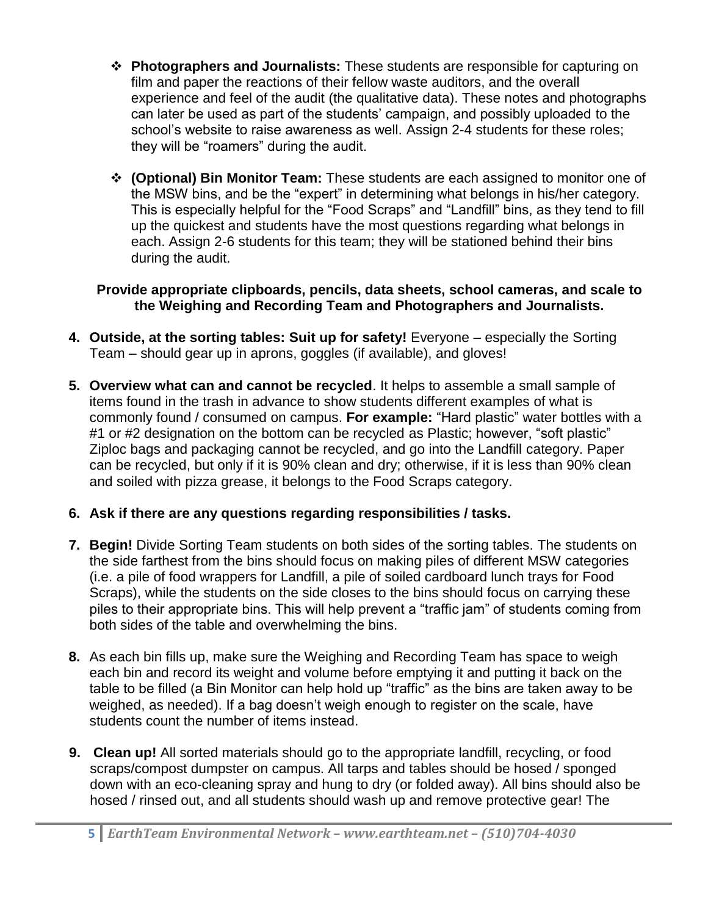- **Photographers and Journalists:** These students are responsible for capturing on film and paper the reactions of their fellow waste auditors, and the overall experience and feel of the audit (the qualitative data). These notes and photographs can later be used as part of the students' campaign, and possibly uploaded to the school's website to raise awareness as well. Assign 2-4 students for these roles; they will be "roamers" during the audit.

- **(Optional) Bin Monitor Team:** These students are each assigned to monitor one of the MSW bins, and be the "expert" in determining what belongs in his/her category. This is especially helpful for the "Food Scraps" and "Landfill" bins, as they tend to fill up the quickest and students have the most questions regarding what belongs in each. Assign 2-6 students for this team; they will be stationed behind their bins during the audit.

**Provide appropriate clipboards, pencils, data sheets, school cameras, and scale to the Weighing and Recording Team and Photographers and Journalists.**

4. **Outside, at the sorting tables: Suit up for safety!** Everyone – especially the Sorting Team – should gear up in aprons, goggles (if available), and gloves!

5. **Overview what can and cannot be recycled**. It helps to assemble a small sample of items found in the trash in advance to show students different examples of what is commonly found / consumed on campus. **For example:** "Hard plastic" water bottles with a #1 or #2 designation on the bottom can be recycled as Plastic; however, "soft plastic" Ziploc bags and packaging cannot be recycled, and go into the Landfill category. Paper can be recycled, but only if it is 90% clean and dry; otherwise, if it is less than 90% clean and soiled with pizza grease, it belongs to the Food Scraps category.

6. **Ask if there are any questions regarding responsibilities / tasks.**

7. **Begin!** Divide Sorting Team students on both sides of the sorting tables. The students on the side farthest from the bins should focus on making piles of different MSW categories (i.e. a pile of food wrappers for Landfill, a pile of soiled cardboard lunch trays for Food Scraps), while the students on the side closes to the bins should focus on carrying these piles to their appropriate bins. This will help prevent a "traffic jam" of students coming from both sides of the table and overwhelming the bins.

8. As each bin fills up, make sure the Weighing and Recording Team has space to weigh each bin and record its weight and volume before emptying it and putting it back on the table to be filled (a Bin Monitor can help hold up "traffic" as the bins are taken away to be weighed, as needed). If a bag doesn't weigh enough to register on the scale, have students count the number of items instead.

9. **Clean up!** All sorted materials should go to the appropriate landfill, recycling, or food scraps/compost dumpster on campus. All tarps and tables should be hosed / sponged down with an eco-cleaning spray and hung to dry (or folded away). All bins should also be hosed / rinsed out, and all students should wash up and remove protective gear! The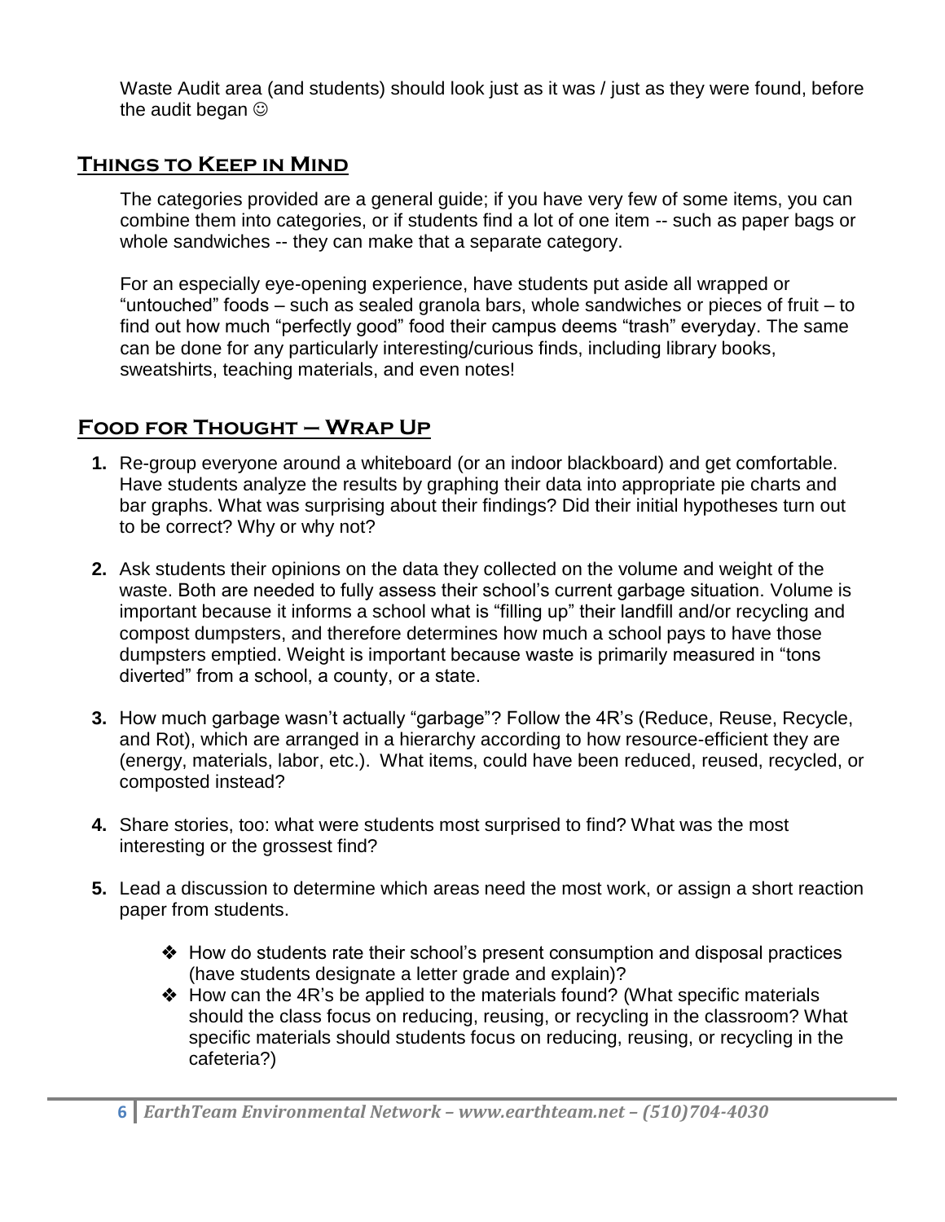Waste Audit area (and students) should look just as it was / just as they were found, before the audit began ☺

## Things to Keep in Mind

The categories provided are a general guide; if you have very few of some items, you can combine them into categories, or if students find a lot of one item -- such as paper bags or whole sandwiches -- they can make that a separate category.

For an especially eye-opening experience, have students put aside all wrapped or "untouched" foods – such as sealed granola bars, whole sandwiches or pieces of fruit – to find out how much "perfectly good" food their campus deems "trash" everyday. The same can be done for any particularly interesting/curious finds, including library books, sweatshirts, teaching materials, and even notes!

## Food for Thought – Wrap Up

1. Re-group everyone around a whiteboard (or an indoor blackboard) and get comfortable. Have students analyze the results by graphing their data into appropriate pie charts and bar graphs. What was surprising about their findings? Did their initial hypotheses turn out to be correct? Why or why not?

2. Ask students their opinions on the data they collected on the volume and weight of the waste. Both are needed to fully assess their school's current garbage situation. Volume is important because it informs a school what is "filling up" their landfill and/or recycling and compost dumpsters, and therefore determines how much a school pays to have those dumpsters emptied. Weight is important because waste is primarily measured in "tons diverted" from a school, a county, or a state.

3. How much garbage wasn't actually "garbage"? Follow the 4R's (Reduce, Reuse, Recycle, and Rot), which are arranged in a hierarchy according to how resource-efficient they are (energy, materials, labor, etc.). What items, could have been reduced, reused, recycled, or composted instead?

4. Share stories, too: what were students most surprised to find? What was the most interesting or the grossest find?

5. Lead a discussion to determine which areas need the most work, or assign a short reaction paper from students.

    - How do students rate their school's present consumption and disposal practices (have students designate a letter grade and explain)?
    - How can the 4R's be applied to the materials found? (What specific materials should the class focus on reducing, reusing, or recycling in the classroom? What specific materials should students focus on reducing, reusing, or recycling in the cafeteria?)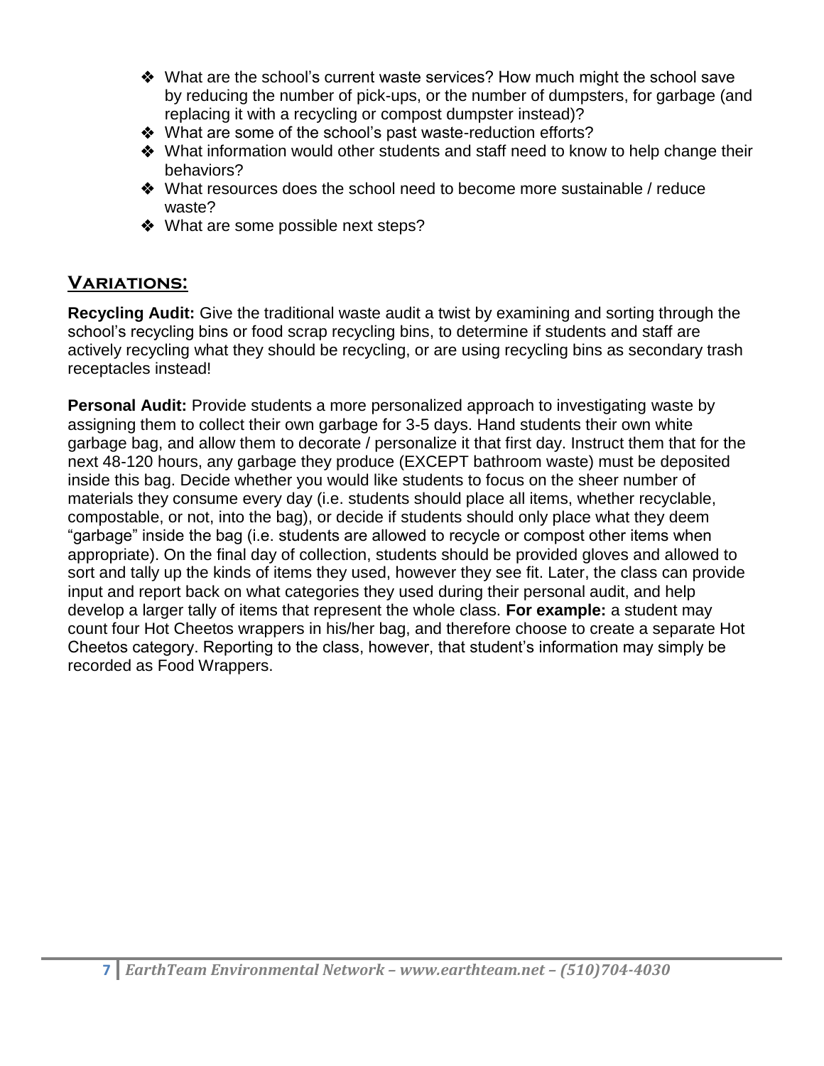- What are the school's current waste services? How much might the school save by reducing the number of pick-ups, or the number of dumpsters, for garbage (and replacing it with a recycling or compost dumpster instead)?
- What are some of the school's past waste-reduction efforts?
- What information would other students and staff need to know to help change their behaviors?
- What resources does the school need to become more sustainable / reduce waste?
- What are some possible next steps?

## Variations:

**Recycling Audit:** Give the traditional waste audit a twist by examining and sorting through the school's recycling bins or food scrap recycling bins, to determine if students and staff are actively recycling what they should be recycling, or are using recycling bins as secondary trash receptacles instead!

**Personal Audit:** Provide students a more personalized approach to investigating waste by assigning them to collect their own garbage for 3-5 days. Hand students their own white garbage bag, and allow them to decorate / personalize it that first day. Instruct them that for the next 48-120 hours, any garbage they produce (EXCEPT bathroom waste) must be deposited inside this bag. Decide whether you would like students to focus on the sheer number of materials they consume every day (i.e. students should place all items, whether recyclable, compostable, or not, into the bag), or decide if students should only place what they deem "garbage" inside the bag (i.e. students are allowed to recycle or compost other items when appropriate). On the final day of collection, students should be provided gloves and allowed to sort and tally up the kinds of items they used, however they see fit. Later, the class can provide input and report back on what categories they used during their personal audit, and help develop a larger tally of items that represent the whole class. **For example:** a student may count four Hot Cheetos wrappers in his/her bag, and therefore choose to create a separate Hot Cheetos category. Reporting to the class, however, that student's information may simply be recorded as Food Wrappers.